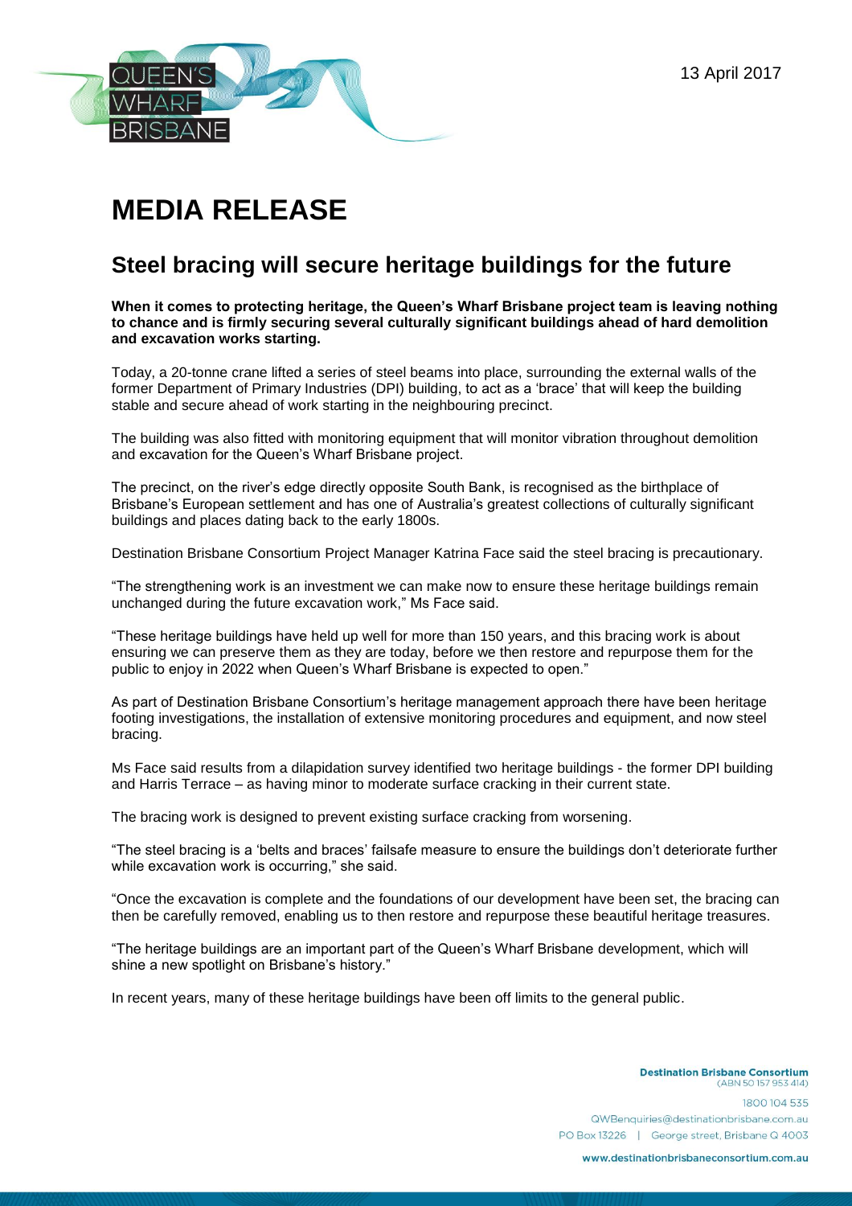13 April 2017

# MEDIA RELEASE

## Steel bracing will secure heritage buildings for the future

**When it comes to protecting heritage, the Queen's Wharf Brisbane project team is leaving nothing to chance and is firmly securing several culturally significant buildings ahead of hard demolition and excavation works starting.**

Today, a 20-tonne crane lifted a series of steel beams into place, surrounding the external walls of the former Department of Primary Industries (DPI) building, to act as a 'brace' that will keep the building stable and secure ahead of work starting in the neighbouring precinct.

The building was also fitted with monitoring equipment that will monitor vibration throughout demolition and excavation for the Queen's Wharf Brisbane project.

The precinct, on the river's edge directly opposite South Bank, is recognised as the birthplace of Brisbane's European settlement and has one of Australia's greatest collections of culturally significant buildings and places dating back to the early 1800s.

Destination Brisbane Consortium Project Manager Katrina Face said the steel bracing is precautionary.

"The strengthening work is an investment we can make now to ensure these heritage buildings remain unchanged during the future excavation work," Ms Face said.

"These heritage buildings have held up well for more than 150 years, and this bracing work is about ensuring we can preserve them as they are today, before we then restore and repurpose them for the public to enjoy in 2022 when Queen's Wharf Brisbane is expected to open."

As part of Destination Brisbane Consortium's heritage management approach there have been heritage footing investigations, the installation of extensive monitoring procedures and equipment, and now steel bracing.

Ms Face said results from a dilapidation survey identified two heritage buildings - the former DPI building and Harris Terrace – as having minor to moderate surface cracking in their current state.

The bracing work is designed to prevent existing surface cracking from worsening.

"The steel bracing is a 'belts and braces' failsafe measure to ensure the buildings don't deteriorate further while excavation work is occurring," she said.

"Once the excavation is complete and the foundations of our development have been set, the bracing can then be carefully removed, enabling us to then restore and repurpose these beautiful heritage treasures.

"The heritage buildings are an important part of the Queen's Wharf Brisbane development, which will shine a new spotlight on Brisbane's history."

In recent years, many of these heritage buildings have been off limits to the general public.

**Destination Brisbane Consortium**
(ABN 50 157 953 414)
1800 104 535
QWBenquiries@destinationbrisbane.com.au
PO Box 13226 | George street, Brisbane Q 4003
www.destinationbrisbaneconsortium.com.au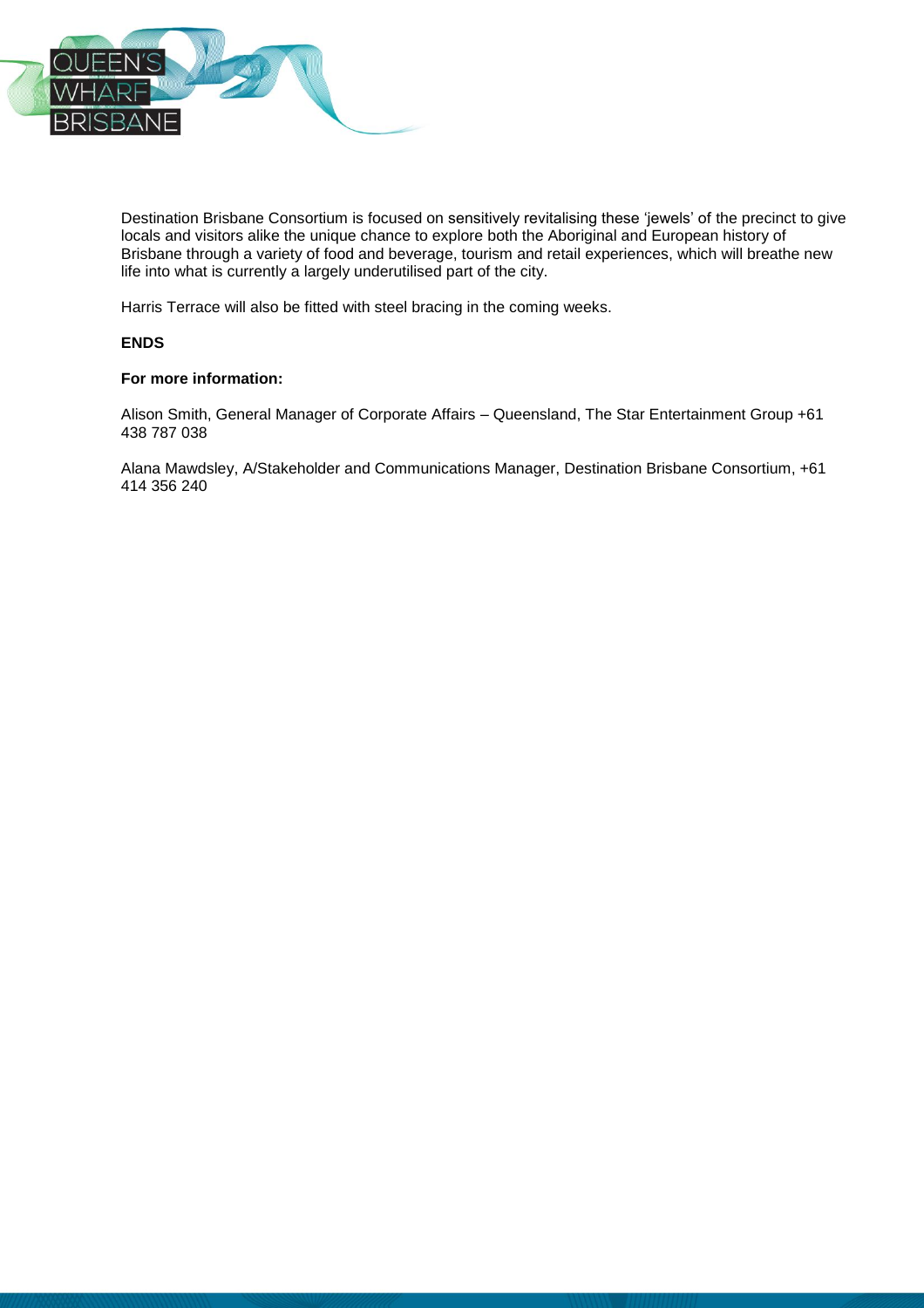Destination Brisbane Consortium is focused on sensitively revitalising these 'jewels' of the precinct to give locals and visitors alike the unique chance to explore both the Aboriginal and European history of Brisbane through a variety of food and beverage, tourism and retail experiences, which will breathe new life into what is currently a largely underutilised part of the city.

Harris Terrace will also be fitted with steel bracing in the coming weeks.

**ENDS**

**For more information:**

Alison Smith, General Manager of Corporate Affairs – Queensland, The Star Entertainment Group +61 438 787 038

Alana Mawdsley, A/Stakeholder and Communications Manager, Destination Brisbane Consortium, +61 414 356 240